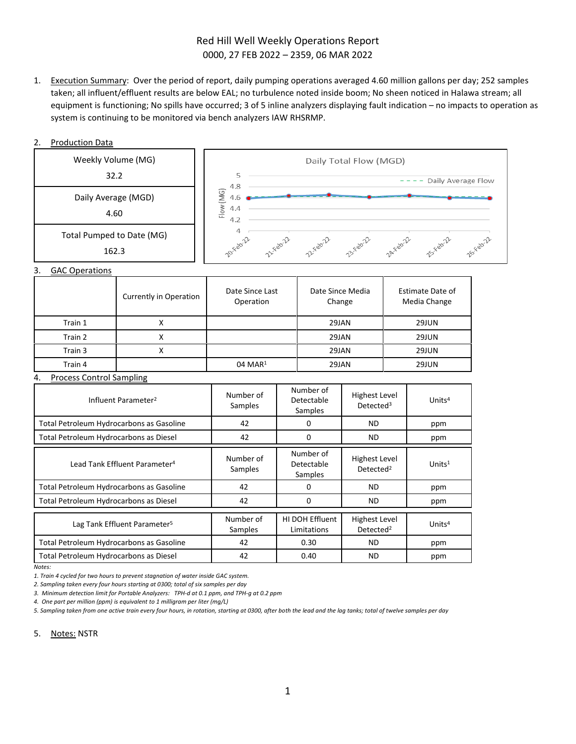# Red Hill Well Weekly Operations Report
## 0000, 27 FEB 2022 – 2359, 06 MAR 2022

1. Execution Summary: Over the period of report, daily pumping operations averaged 4.60 million gallons per day; 252 samples taken; all influent/effluent results are below EAL; no turbulence noted inside boom; No sheen noticed in Halawa stream; all equipment is functioning; No spills have occurred; 3 of 5 inline analyzers displaying fault indication – no impacts to operation as system is continuing to be monitored via bench analyzers IAW RHSRMP.

2. Production Data

| Weekly Volume (MG) |
|---|
| 32.2 |
| **Daily Average (MGD)** |
| 4.60 |
| **Total Pumped to Date (MG)** |
| 162.3 |

Daily Total Flow (MGD)

Flow (MG): 4 – 5; Daily Average Flow; 20-Feb-22, 21-Feb-22, 22-Feb-22, 23-Feb-22, 24-Feb-22, 25-Feb-22, 26-Feb-22

3. GAC Operations

| | Currently in Operation | Date Since Last Operation | Date Since Media Change | Estimate Date of Media Change |
|---|---|---|---|---|
| Train 1 | X | | 29JAN | 29JUN |
| Train 2 | X | | 29JAN | 29JUN |
| Train 3 | X | | 29JAN | 29JUN |
| Train 4 | | 04 MAR[1] | 29JAN | 29JUN |

4. Process Control Sampling

| Influent Parameter[2] | Number of Samples | Number of Detectable Samples | Highest Level Detected[3] | Units[4] |
|---|---|---|---|---|
| Total Petroleum Hydrocarbons as Gasoline | 42 | 0 | ND | ppm |
| Total Petroleum Hydrocarbons as Diesel | 42 | 0 | ND | ppm |

| Lead Tank Effluent Parameter[4] | Number of Samples | Number of Detectable Samples | Highest Level Detected[2] | Units[1] |
|---|---|---|---|---|
| Total Petroleum Hydrocarbons as Gasoline | 42 | 0 | ND | ppm |
| Total Petroleum Hydrocarbons as Diesel | 42 | 0 | ND | ppm |

| Lag Tank Effluent Parameter[5] | Number of Samples | HI DOH Effluent Limitations | Highest Level Detected[2] | Units[4] |
|---|---|---|---|---|
| Total Petroleum Hydrocarbons as Gasoline | 42 | 0.30 | ND | ppm |
| Total Petroleum Hydrocarbons as Diesel | 42 | 0.40 | ND | ppm |

*Notes:*

*1. Train 4 cycled for two hours to prevent stagnation of water inside GAC system.*

*2. Sampling taken every four hours starting at 0300; total of six samples per day*

*3. Minimum detection limit for Portable Analyzers: TPH-d at 0.1 ppm, and TPH-g at 0.2 ppm*

*4. One part per million (ppm) is equivalent to 1 milligram per liter (mg/L)*

*5. Sampling taken from one active train every four hours, in rotation, starting at 0300, after both the lead and the lag tanks; total of twelve samples per day*

5. Notes: NSTR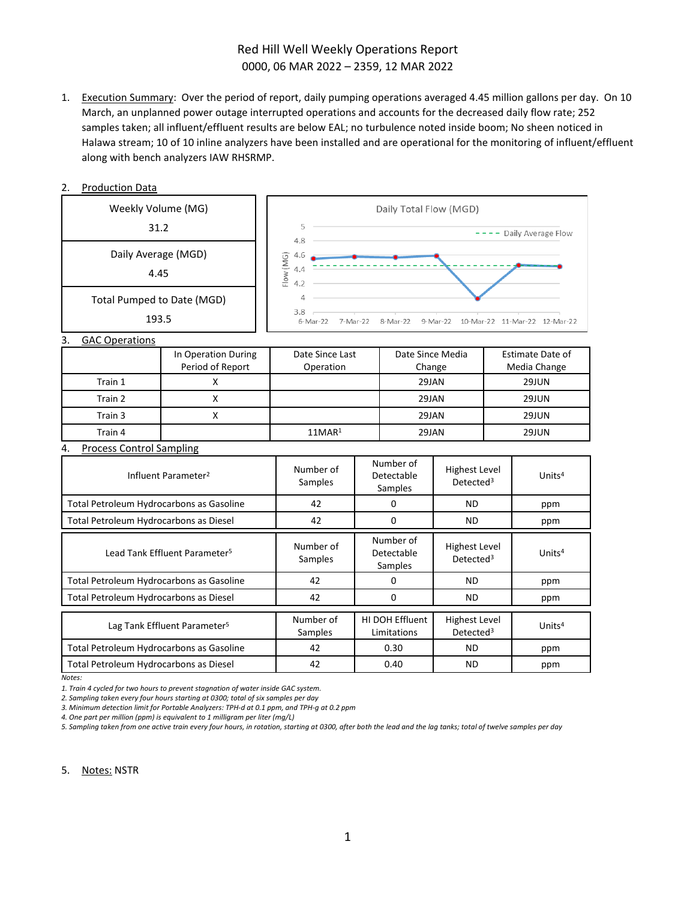# Red Hill Well Weekly Operations Report
## 0000, 06 MAR 2022 – 2359, 12 MAR 2022

1. Execution Summary: Over the period of report, daily pumping operations averaged 4.45 million gallons per day. On 10 March, an unplanned power outage interrupted operations and accounts for the decreased daily flow rate; 252 samples taken; all influent/effluent results are below EAL; no turbulence noted inside boom; No sheen noticed in Halawa stream; 10 of 10 inline analyzers have been installed and are operational for the monitoring of influent/effluent along with bench analyzers IAW RHSRMP.

2. Production Data

| Weekly Volume (MG) |
|---|
| 31.2 |
| Daily Average (MGD) |
| 4.45 |
| Total Pumped to Date (MGD) |
| 193.5 |

Daily Total Flow (MGD)

3. GAC Operations

| | In Operation During Period of Report | Date Since Last Operation | Date Since Media Change | Estimate Date of Media Change |
|---|---|---|---|---|
| Train 1 | X | | 29JAN | 29JUN |
| Train 2 | X | | 29JAN | 29JUN |
| Train 3 | X | | 29JAN | 29JUN |
| Train 4 | | 11MAR[1] | 29JAN | 29JUN |

4. Process Control Sampling

| Influent Parameter[2] | Number of Samples | Number of Detectable Samples | Highest Level Detected[3] | Units[4] |
|---|---|---|---|---|
| Total Petroleum Hydrocarbons as Gasoline | 42 | 0 | ND | ppm |
| Total Petroleum Hydrocarbons as Diesel | 42 | 0 | ND | ppm |

| Lead Tank Effluent Parameter[5] | Number of Samples | Number of Detectable Samples | Highest Level Detected[3] | Units[4] |
|---|---|---|---|---|
| Total Petroleum Hydrocarbons as Gasoline | 42 | 0 | ND | ppm |
| Total Petroleum Hydrocarbons as Diesel | 42 | 0 | ND | ppm |

| Lag Tank Effluent Parameter[5] | Number of Samples | HI DOH Effluent Limitations | Highest Level Detected[3] | Units[4] |
|---|---|---|---|---|
| Total Petroleum Hydrocarbons as Gasoline | 42 | 0.30 | ND | ppm |
| Total Petroleum Hydrocarbons as Diesel | 42 | 0.40 | ND | ppm |

*Notes:*
*1. Train 4 cycled for two hours to prevent stagnation of water inside GAC system.*
*2. Sampling taken every four hours starting at 0300; total of six samples per day*
*3. Minimum detection limit for Portable Analyzers: TPH-d at 0.1 ppm, and TPH-g at 0.2 ppm*
*4. One part per million (ppm) is equivalent to 1 milligram per liter (mg/L)*
*5. Sampling taken from one active train every four hours, in rotation, starting at 0300, after both the lead and the lag tanks; total of twelve samples per day*

5. Notes: NSTR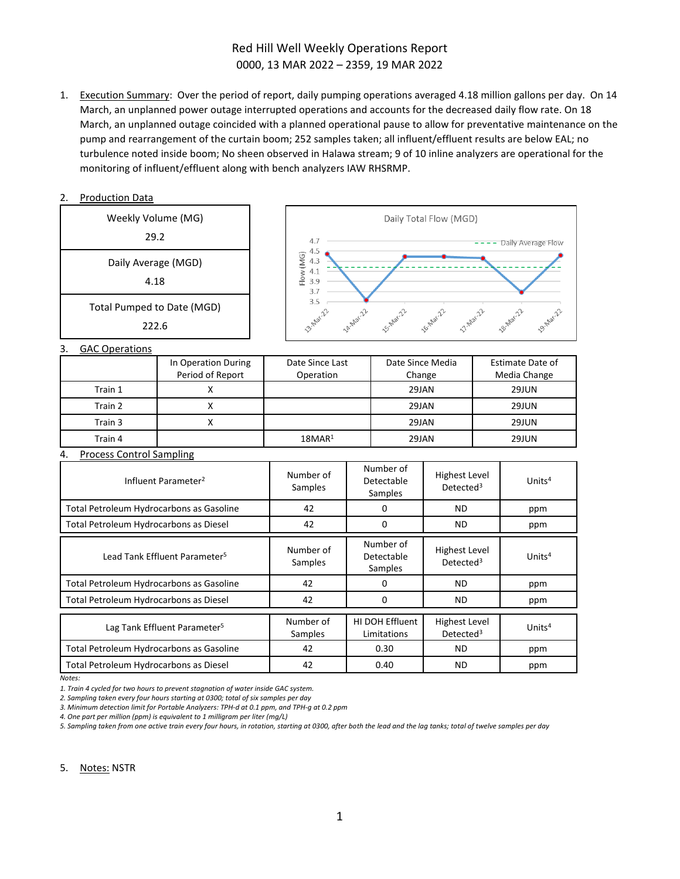# Red Hill Well Weekly Operations Report

0000, 13 MAR 2022 – 2359, 19 MAR 2022

1. Execution Summary: Over the period of report, daily pumping operations averaged 4.18 million gallons per day. On 14 March, an unplanned power outage interrupted operations and accounts for the decreased daily flow rate. On 18 March, an unplanned outage coincided with a planned operational pause to allow for preventative maintenance on the pump and rearrangement of the curtain boom; 252 samples taken; all influent/effluent results are below EAL; no turbulence noted inside boom; No sheen observed in Halawa stream; 9 of 10 inline analyzers are operational for the monitoring of influent/effluent along with bench analyzers IAW RHSRMP.

2. Production Data

| Weekly Volume (MG) |
|---|
| 29.2 |
| **Daily Average (MGD)** |
| 4.18 |
| **Total Pumped to Date (MGD)** |
| 222.6 |

Daily Total Flow (MGD)

Flow (MG): 4.7, 4.5, 4.3, 4.1, 3.9, 3.7, 3.5

---- Daily Average Flow

13-Mar-22, 14-Mar-22, 15-Mar-22, 16-Mar-22, 17-Mar-22, 18-Mar-22, 19-Mar-22

3. GAC Operations

| | In Operation During Period of Report | Date Since Last Operation | Date Since Media Change | Estimate Date of Media Change |
|---|---|---|---|---|
| Train 1 | X | | 29JAN | 29JUN |
| Train 2 | X | | 29JAN | 29JUN |
| Train 3 | X | | 29JAN | 29JUN |
| Train 4 | | 18MAR[1] | 29JAN | 29JUN |

4. Process Control Sampling

| Influent Parameter[2] | Number of Samples | Number of Detectable Samples | Highest Level Detected[3] | Units[4] |
|---|---|---|---|---|
| Total Petroleum Hydrocarbons as Gasoline | 42 | 0 | ND | ppm |
| Total Petroleum Hydrocarbons as Diesel | 42 | 0 | ND | ppm |

| Lead Tank Effluent Parameter[5] | Number of Samples | Number of Detectable Samples | Highest Level Detected[3] | Units[4] |
|---|---|---|---|---|
| Total Petroleum Hydrocarbons as Gasoline | 42 | 0 | ND | ppm |
| Total Petroleum Hydrocarbons as Diesel | 42 | 0 | ND | ppm |

| Lag Tank Effluent Parameter[5] | Number of Samples | HI DOH Effluent Limitations | Highest Level Detected[3] | Units[4] |
|---|---|---|---|---|
| Total Petroleum Hydrocarbons as Gasoline | 42 | 0.30 | ND | ppm |
| Total Petroleum Hydrocarbons as Diesel | 42 | 0.40 | ND | ppm |

*Notes:*

*1. Train 4 cycled for two hours to prevent stagnation of water inside GAC system.*

*2. Sampling taken every four hours starting at 0300; total of six samples per day*

*3. Minimum detection limit for Portable Analyzers: TPH-d at 0.1 ppm, and TPH-g at 0.2 ppm*

*4. One part per million (ppm) is equivalent to 1 milligram per liter (mg/L)*

*5. Sampling taken from one active train every four hours, in rotation, starting at 0300, after both the lead and the lag tanks; total of twelve samples per day*

5. Notes: NSTR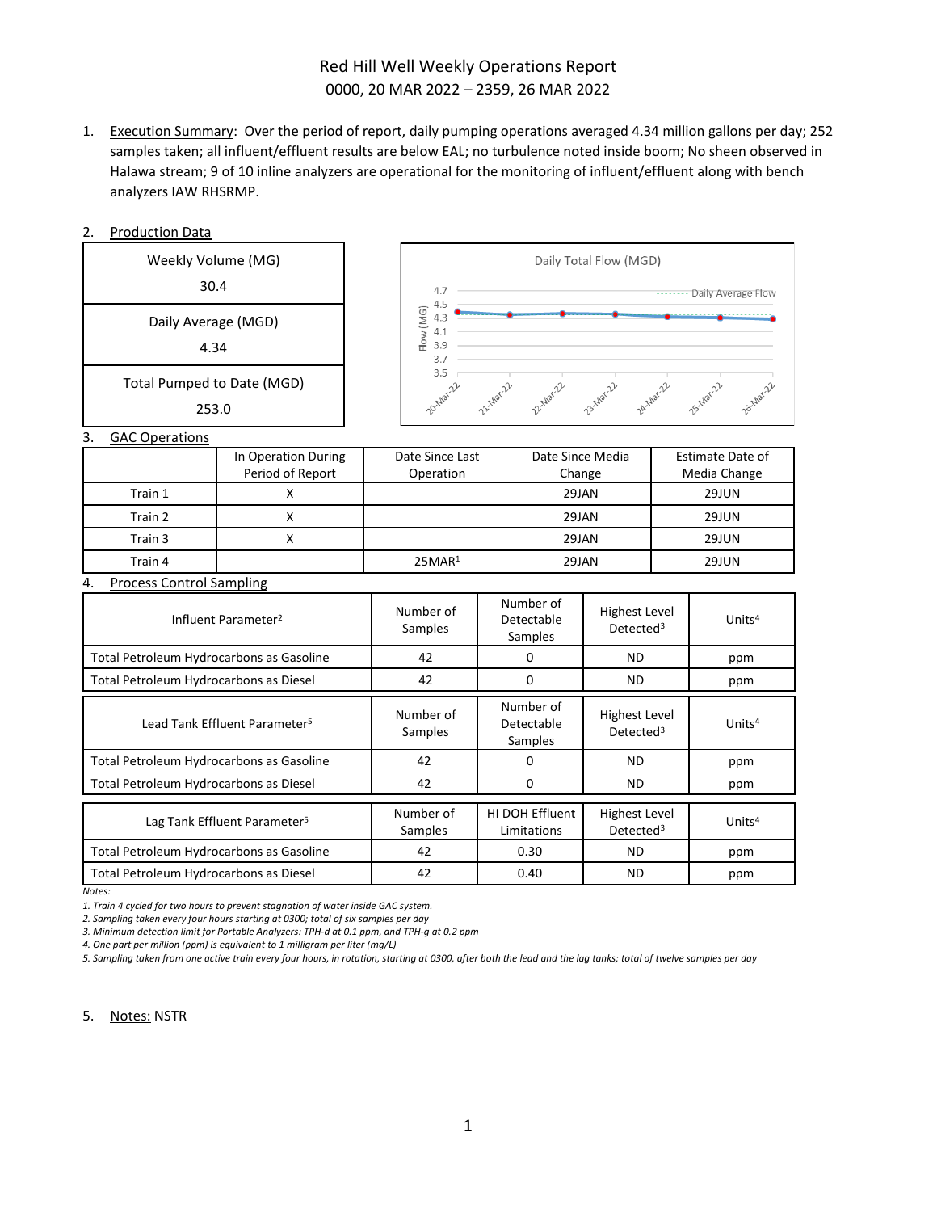# Red Hill Well Weekly Operations Report

# 0000, 20 MAR 2022 – 2359, 26 MAR 2022

1. Execution Summary: Over the period of report, daily pumping operations averaged 4.34 million gallons per day; 252 samples taken; all influent/effluent results are below EAL; no turbulence noted inside boom; No sheen observed in Halawa stream; 9 of 10 inline analyzers are operational for the monitoring of influent/effluent along with bench analyzers IAW RHSRMP.

2. Production Data

| Weekly Volume (MG) |
|---|
| 30.4 |
| **Daily Average (MGD)** |
| 4.34 |
| **Total Pumped to Date (MGD)** |
| 253.0 |

Daily Total Flow (MGD)

Flow (MG): 3.5 – 4.7; Daily Average Flow; 20-Mar-22, 21-Mar-22, 22-Mar-22, 23-Mar-22, 24-Mar-22, 25-Mar-22, 26-Mar-22

3. GAC Operations

| | In Operation During Period of Report | Date Since Last Operation | Date Since Media Change | Estimate Date of Media Change |
|---|---|---|---|---|
| Train 1 | X | | 29JAN | 29JUN |
| Train 2 | X | | 29JAN | 29JUN |
| Train 3 | X | | 29JAN | 29JUN |
| Train 4 | | 25MAR[1] | 29JAN | 29JUN |

4. Process Control Sampling

| Influent Parameter[2] | Number of Samples | Number of Detectable Samples | Highest Level Detected[3] | Units[4] |
|---|---|---|---|---|
| Total Petroleum Hydrocarbons as Gasoline | 42 | 0 | ND | ppm |
| Total Petroleum Hydrocarbons as Diesel | 42 | 0 | ND | ppm |

| Lead Tank Effluent Parameter[5] | Number of Samples | Number of Detectable Samples | Highest Level Detected[3] | Units[4] |
|---|---|---|---|---|
| Total Petroleum Hydrocarbons as Gasoline | 42 | 0 | ND | ppm |
| Total Petroleum Hydrocarbons as Diesel | 42 | 0 | ND | ppm |

| Lag Tank Effluent Parameter[5] | Number of Samples | HI DOH Effluent Limitations | Highest Level Detected[3] | Units[4] |
|---|---|---|---|---|
| Total Petroleum Hydrocarbons as Gasoline | 42 | 0.30 | ND | ppm |
| Total Petroleum Hydrocarbons as Diesel | 42 | 0.40 | ND | ppm |

*Notes:*

*1. Train 4 cycled for two hours to prevent stagnation of water inside GAC system.*

*2. Sampling taken every four hours starting at 0300; total of six samples per day*

*3. Minimum detection limit for Portable Analyzers: TPH-d at 0.1 ppm, and TPH-g at 0.2 ppm*

*4. One part per million (ppm) is equivalent to 1 milligram per liter (mg/L)*

*5. Sampling taken from one active train every four hours, in rotation, starting at 0300, after both the lead and the lag tanks; total of twelve samples per day*

5. Notes: NSTR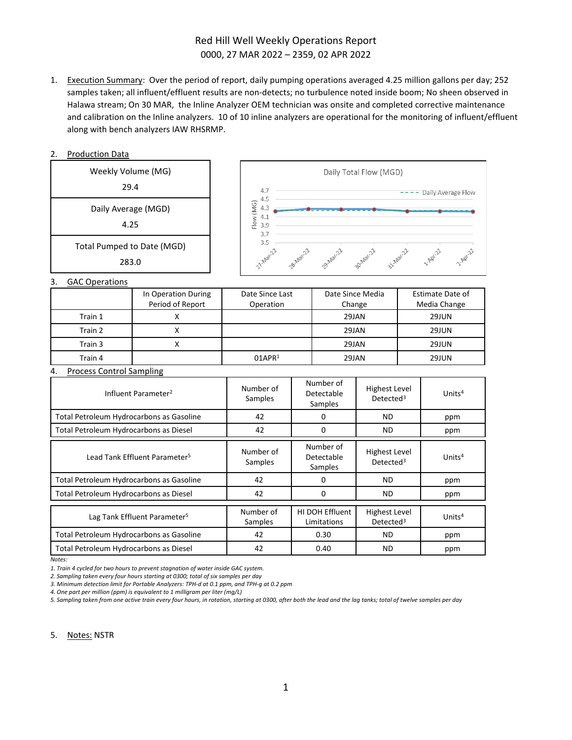# Red Hill Well Weekly Operations Report
## 0000, 27 MAR 2022 – 2359, 02 APR 2022

1. Execution Summary: Over the period of report, daily pumping operations averaged 4.25 million gallons per day; 252 samples taken; all influent/effluent results are non-detects; no turbulence noted inside boom; No sheen observed in Halawa stream; On 30 MAR, the Inline Analyzer OEM technician was onsite and completed corrective maintenance and calibration on the Inline analyzers. 10 of 10 inline analyzers are operational for the monitoring of influent/effluent along with bench analyzers IAW RHSRMP.

2. Production Data

| |
|---|
| Weekly Volume (MG) |
| 29.4 |
| Daily Average (MGD) |
| 4.25 |
| Total Pumped to Date (MGD) |
| 283.0 |

Daily Total Flow (MGD)

Daily Average Flow

Flow (MG)

4.7
4.5
4.3
4.1
3.9
3.7
3.5

27-Mar-22
28-Mar-22
29-Mar-22
30-Mar-22
31-Mar-22
1-Apr-22
2-Apr-22

3. GAC Operations

| | In Operation During Period of Report | Date Since Last Operation | Date Since Media Change | Estimate Date of Media Change |
|---|---|---|---|---|
| Train 1 | X | | 29JAN | 29JUN |
| Train 2 | X | | 29JAN | 29JUN |
| Train 3 | X | | 29JAN | 29JUN |
| Train 4 | | 01APR[1] | 29JAN | 29JUN |

4. Process Control Sampling

| Influent Parameter[2] | Number of Samples | Number of Detectable Samples | Highest Level Detected[3] | Units[4] |
|---|---|---|---|---|
| Total Petroleum Hydrocarbons as Gasoline | 42 | 0 | ND | ppm |
| Total Petroleum Hydrocarbons as Diesel | 42 | 0 | ND | ppm |

| Lead Tank Effluent Parameter[5] | Number of Samples | Number of Detectable Samples | Highest Level Detected[3] | Units[4] |
|---|---|---|---|---|
| Total Petroleum Hydrocarbons as Gasoline | 42 | 0 | ND | ppm |
| Total Petroleum Hydrocarbons as Diesel | 42 | 0 | ND | ppm |

| Lag Tank Effluent Parameter[5] | Number of Samples | HI DOH Effluent Limitations | Highest Level Detected[3] | Units[4] |
|---|---|---|---|---|
| Total Petroleum Hydrocarbons as Gasoline | 42 | 0.30 | ND | ppm |
| Total Petroleum Hydrocarbons as Diesel | 42 | 0.40 | ND | ppm |

*Notes:*

*1. Train 4 cycled for two hours to prevent stagnation of water inside GAC system.*

*2. Sampling taken every four hours starting at 0300; total of six samples per day*

*3. Minimum detection limit for Portable Analyzers: TPH-d at 0.1 ppm, and TPH-g at 0.2 ppm*

*4. One part per million (ppm) is equivalent to 1 milligram per liter (mg/L)*

*5. Sampling taken from one active train every four hours, in rotation, starting at 0300, after both the lead and the lag tanks; total of twelve samples per day*

5. Notes: NSTR